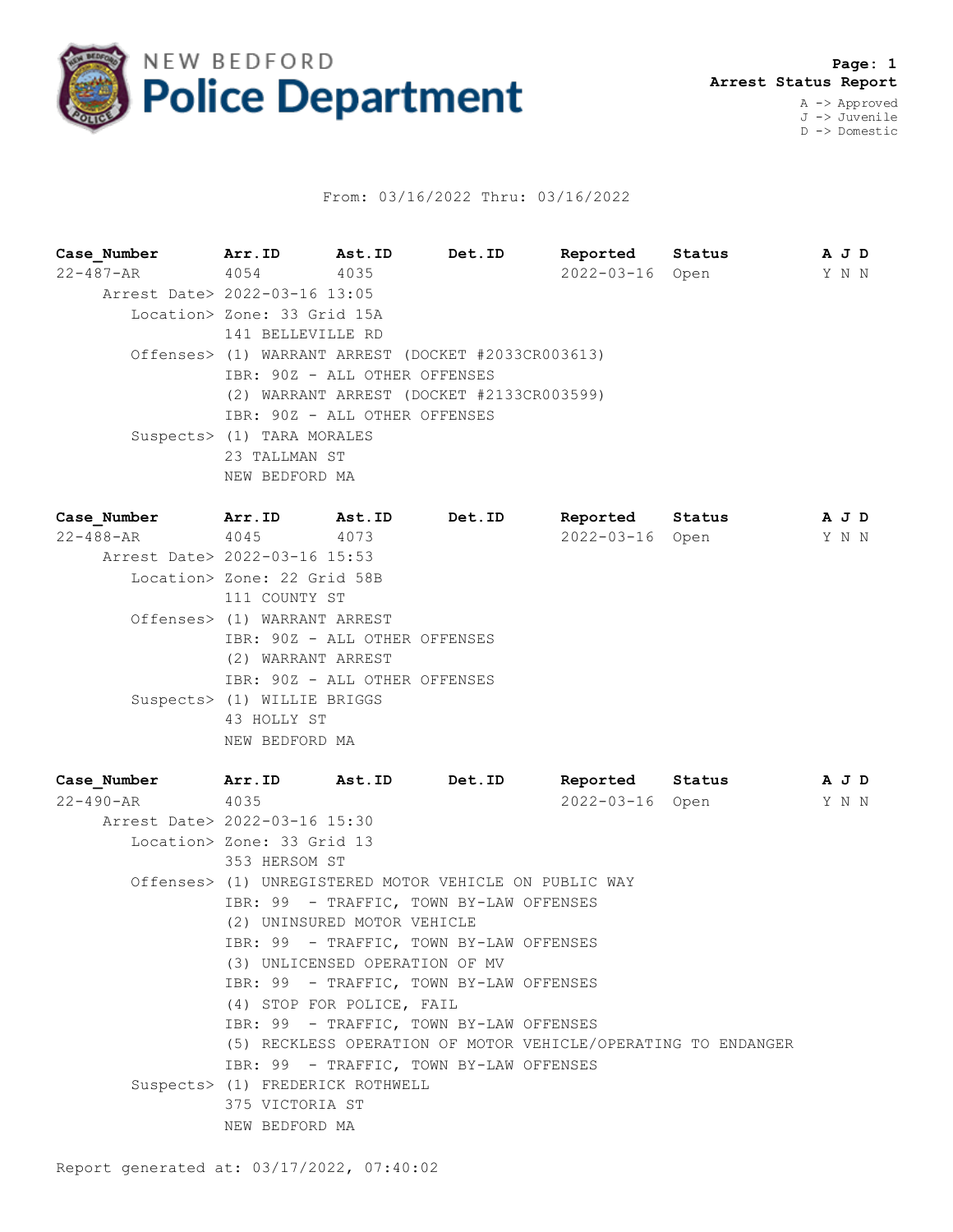# NEW BEDFORD Police Department

**Page: 1**
**Arrest Status Report**

A -> Approved
J -> Juvenile
D -> Domestic

From: 03/16/2022 Thru: 03/16/2022

| Case_Number | Arr.ID | Ast.ID | Det.ID | Reported | Status | A J D |
|---|---|---|---|---|---|---|
| 22-487-AR | 4054 | 4035 | | 2022-03-16 | Open | Y N N |

Arrest Date> 2022-03-16 13:05
Location> Zone: 33 Grid 15A
141 BELLEVILLE RD
Offenses> (1) WARRANT ARREST (DOCKET #2033CR003613)
IBR: 90Z - ALL OTHER OFFENSES
(2) WARRANT ARREST (DOCKET #2133CR003599)
IBR: 90Z - ALL OTHER OFFENSES
Suspects> (1) TARA MORALES
23 TALLMAN ST
NEW BEDFORD MA

| Case_Number | Arr.ID | Ast.ID | Det.ID | Reported | Status | A J D |
|---|---|---|---|---|---|---|
| 22-488-AR | 4045 | 4073 | | 2022-03-16 | Open | Y N N |

Arrest Date> 2022-03-16 15:53
Location> Zone: 22 Grid 58B
111 COUNTY ST
Offenses> (1) WARRANT ARREST
IBR: 90Z - ALL OTHER OFFENSES
(2) WARRANT ARREST
IBR: 90Z - ALL OTHER OFFENSES
Suspects> (1) WILLIE BRIGGS
43 HOLLY ST
NEW BEDFORD MA

| Case_Number | Arr.ID | Ast.ID | Det.ID | Reported | Status | A J D |
|---|---|---|---|---|---|---|
| 22-490-AR | 4035 | | | 2022-03-16 | Open | Y N N |

Arrest Date> 2022-03-16 15:30
Location> Zone: 33 Grid 13
353 HERSOM ST
Offenses> (1) UNREGISTERED MOTOR VEHICLE ON PUBLIC WAY
IBR: 99 - TRAFFIC, TOWN BY-LAW OFFENSES
(2) UNINSURED MOTOR VEHICLE
IBR: 99 - TRAFFIC, TOWN BY-LAW OFFENSES
(3) UNLICENSED OPERATION OF MV
IBR: 99 - TRAFFIC, TOWN BY-LAW OFFENSES
(4) STOP FOR POLICE, FAIL
IBR: 99 - TRAFFIC, TOWN BY-LAW OFFENSES
(5) RECKLESS OPERATION OF MOTOR VEHICLE/OPERATING TO ENDANGER
IBR: 99 - TRAFFIC, TOWN BY-LAW OFFENSES
Suspects> (1) FREDERICK ROTHWELL
375 VICTORIA ST
NEW BEDFORD MA

Report generated at: 03/17/2022, 07:40:02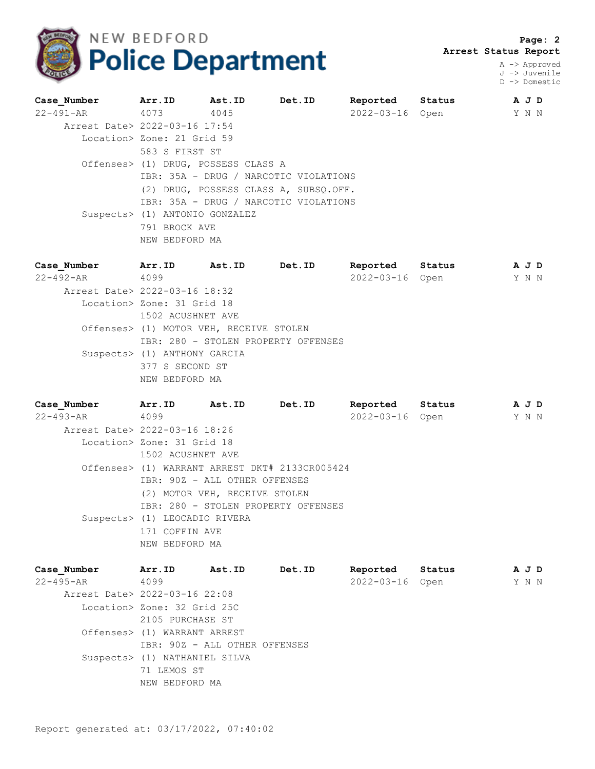NEW BEDFORD **Police Department**

**Arrest Status Report**

A -> Approved
J -> Juvenile
D -> Domestic

| Case_Number | Arr.ID | Ast.ID | Det.ID | Reported | Status | A J D |
|---|---|---|---|---|---|---|
| 22-491-AR | 4073 | 4045 | | 2022-03-16 | Open | Y N N |

Arrest Date> 2022-03-16 17:54
Location> Zone: 21 Grid 59
583 S FIRST ST
Offenses> (1) DRUG, POSSESS CLASS A
IBR: 35A - DRUG / NARCOTIC VIOLATIONS
(2) DRUG, POSSESS CLASS A, SUBSQ.OFF.
IBR: 35A - DRUG / NARCOTIC VIOLATIONS
Suspects> (1) ANTONIO GONZALEZ
791 BROCK AVE
NEW BEDFORD MA

| Case_Number | Arr.ID | Ast.ID | Det.ID | Reported | Status | A J D |
|---|---|---|---|---|---|---|
| 22-492-AR | 4099 | | | 2022-03-16 | Open | Y N N |

Arrest Date> 2022-03-16 18:32
Location> Zone: 31 Grid 18
1502 ACUSHNET AVE
Offenses> (1) MOTOR VEH, RECEIVE STOLEN
IBR: 280 - STOLEN PROPERTY OFFENSES
Suspects> (1) ANTHONY GARCIA
377 S SECOND ST
NEW BEDFORD MA

| Case_Number | Arr.ID | Ast.ID | Det.ID | Reported | Status | A J D |
|---|---|---|---|---|---|---|
| 22-493-AR | 4099 | | | 2022-03-16 | Open | Y N N |

Arrest Date> 2022-03-16 18:26
Location> Zone: 31 Grid 18
1502 ACUSHNET AVE
Offenses> (1) WARRANT ARREST DKT# 2133CR005424
IBR: 90Z - ALL OTHER OFFENSES
(2) MOTOR VEH, RECEIVE STOLEN
IBR: 280 - STOLEN PROPERTY OFFENSES
Suspects> (1) LEOCADIO RIVERA
171 COFFIN AVE
NEW BEDFORD MA

| Case_Number | Arr.ID | Ast.ID | Det.ID | Reported | Status | A J D |
|---|---|---|---|---|---|---|
| 22-495-AR | 4099 | | | 2022-03-16 | Open | Y N N |

Arrest Date> 2022-03-16 22:08
Location> Zone: 32 Grid 25C
2105 PURCHASE ST
Offenses> (1) WARRANT ARREST
IBR: 90Z - ALL OTHER OFFENSES
Suspects> (1) NATHANIEL SILVA
71 LEMOS ST
NEW BEDFORD MA

Report generated at: 03/17/2022, 07:40:02